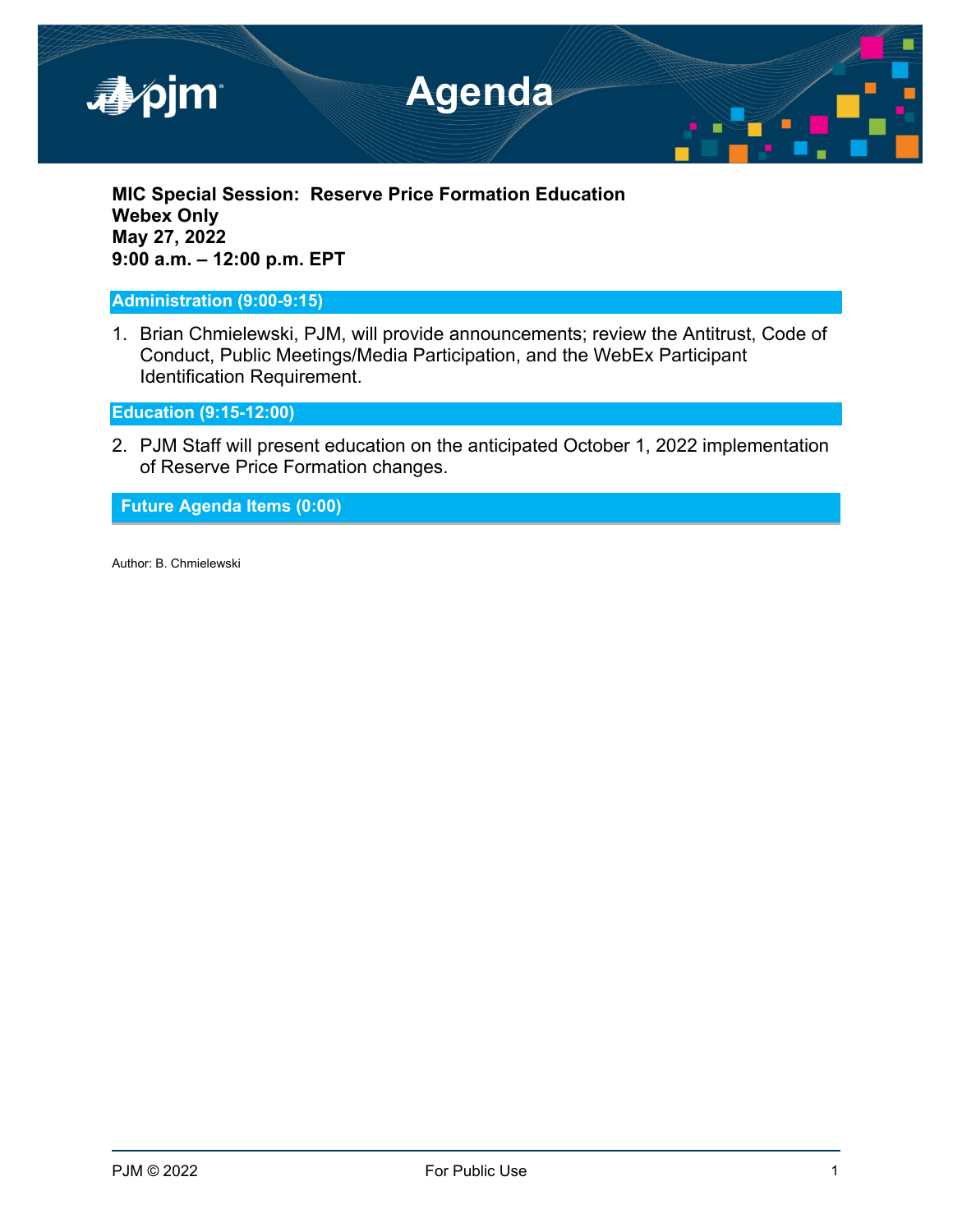# Agenda

**MIC Special Session: Reserve Price Formation Education**
**Webex Only**
**May 27, 2022**
**9:00 a.m. – 12:00 p.m. EPT**

## Administration (9:00-9:15)

1. Brian Chmielewski, PJM, will provide announcements; review the Antitrust, Code of Conduct, Public Meetings/Media Participation, and the WebEx Participant Identification Requirement.

## Education (9:15-12:00)

2. PJM Staff will present education on the anticipated October 1, 2022 implementation of Reserve Price Formation changes.

## Future Agenda Items (0:00)

Author: B. Chmielewski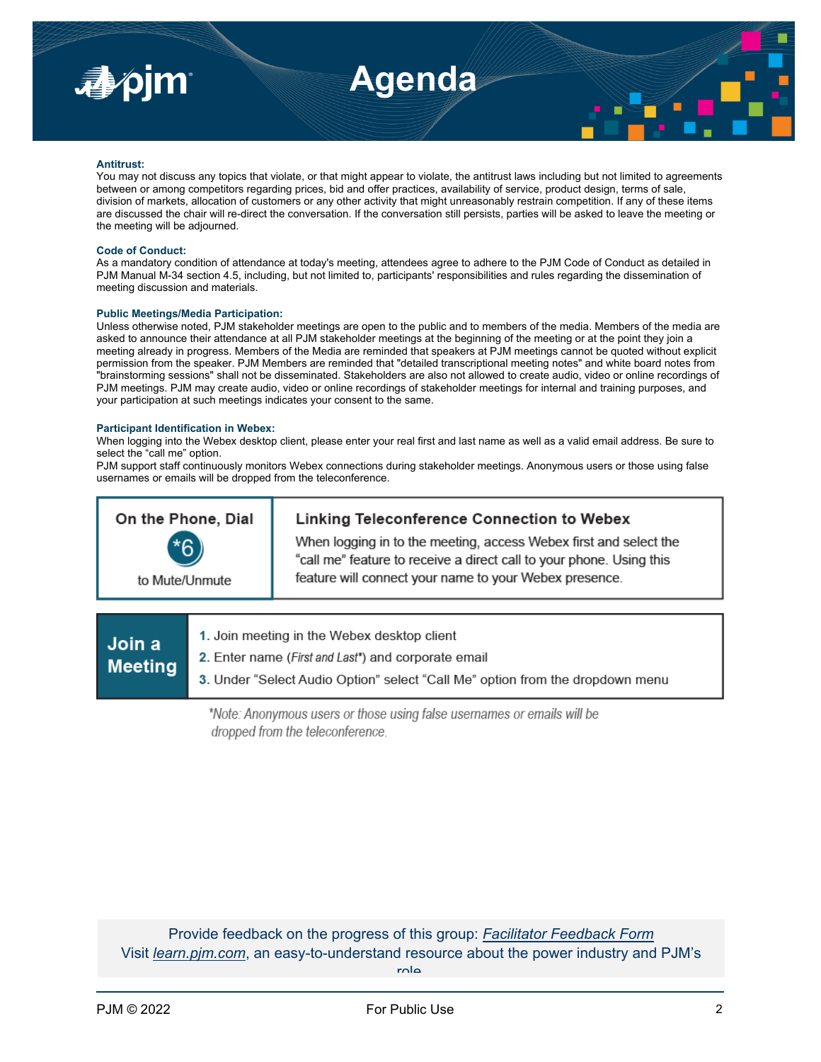# Agenda

**Antitrust:**
You may not discuss any topics that violate, or that might appear to violate, the antitrust laws including but not limited to agreements between or among competitors regarding prices, bid and offer practices, availability of service, product design, terms of sale, division of markets, allocation of customers or any other activity that might unreasonably restrain competition. If any of these items are discussed the chair will re-direct the conversation. If the conversation still persists, parties will be asked to leave the meeting or the meeting will be adjourned.

**Code of Conduct:**
As a mandatory condition of attendance at today's meeting, attendees agree to adhere to the PJM Code of Conduct as detailed in PJM Manual M-34 section 4.5, including, but not limited to, participants' responsibilities and rules regarding the dissemination of meeting discussion and materials.

**Public Meetings/Media Participation:**
Unless otherwise noted, PJM stakeholder meetings are open to the public and to members of the media. Members of the media are asked to announce their attendance at all PJM stakeholder meetings at the beginning of the meeting or at the point they join a meeting already in progress. Members of the Media are reminded that speakers at PJM meetings cannot be quoted without explicit permission from the speaker. PJM Members are reminded that "detailed transcriptional meeting notes" and white board notes from "brainstorming sessions" shall not be disseminated. Stakeholders are also not allowed to create audio, video or online recordings of PJM meetings. PJM may create audio, video or online recordings of stakeholder meetings for internal and training purposes, and your participation at such meetings indicates your consent to the same.

**Participant Identification in Webex:**
When logging into the Webex desktop client, please enter your real first and last name as well as a valid email address. Be sure to select the "call me" option.
PJM support staff continuously monitors Webex connections during stakeholder meetings. Anonymous users or those using false usernames or emails will be dropped from the teleconference.

**On the Phone, Dial *6 to Mute/Unmute**

**Linking Teleconference Connection to Webex**
When logging in to the meeting, access Webex first and select the "call me" feature to receive a direct call to your phone. Using this feature will connect your name to your Webex presence.

**Join a Meeting**

1. Join meeting in the Webex desktop client
2. Enter name (*First and Last\**) and corporate email
3. Under "Select Audio Option" select "Call Me" option from the dropdown menu

*\*Note: Anonymous users or those using false usernames or emails will be dropped from the teleconference.*

Provide feedback on the progress of this group: *Facilitator Feedback Form*
Visit *learn.pjm.com*, an easy-to-understand resource about the power industry and PJM's role